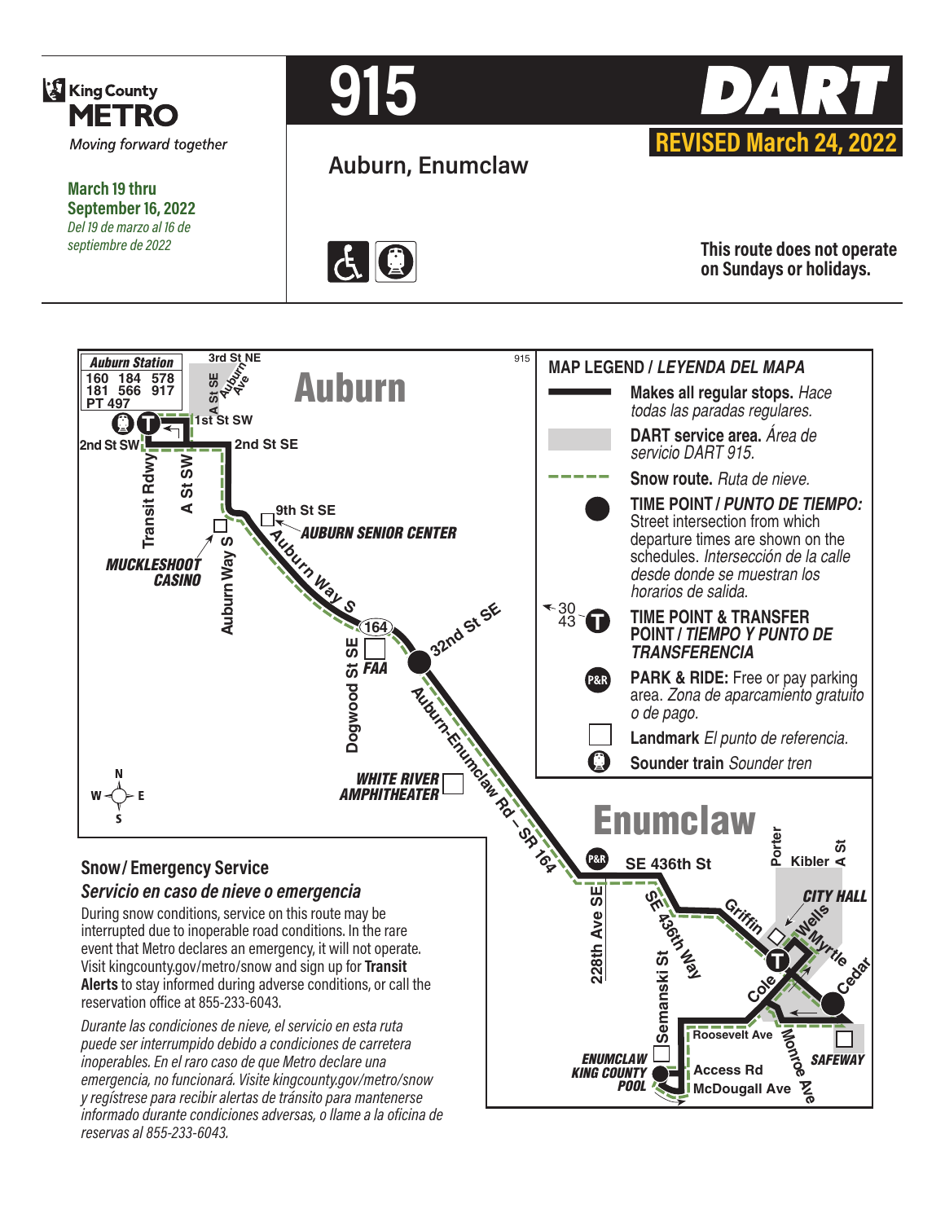# 915 DART

**REVISED March 24, 2022**

King County METRO
*Moving forward together*

**March 19 thru September 16, 2022**
*Del 19 de marzo al 16 de septiembre de 2022*

## Auburn, Enumclaw

**This route does not operate on Sundays or holidays.**

**MAP LEGEND / *LEYENDA DEL MAPA***

- **Makes all regular stops.** *Hace todas las paradas regulares.*
- **DART service area.** *Área de servicio DART 915.*
- **Snow route.** *Ruta de nieve.*
- **TIME POINT / *PUNTO DE TIEMPO:*** Street intersection from which departure times are shown on the schedules. *Intersección de la calle desde donde se muestran los horarios de salida.*
- **TIME POINT & TRANSFER POINT / *TIEMPO Y PUNTO DE TRANSFERENCIA***
- **PARK & RIDE:** Free or pay parking area. *Zona de aparcamiento gratuito o de pago.*
- **Landmark** *El punto de referencia.*
- **Sounder train** *Sounder tren*

**Auburn Station**: 160 184 578 181 566 917 PT 497

Auburn: 3rd St NE, A St SE, Auburn Ave, 1st St SW, 2nd St SW, 2nd St SE, Transit Rdwy, A St SW, 9th St SE, AUBURN SENIOR CENTER, MUCKLESHOOT CASINO, Auburn Way S, 164, Dogwood St SE, FAA, 32nd St SE, Auburn-Enumclaw Rd – SR 164, WHITE RIVER AMPHITHEATER

Enumclaw: SE 436th St, Porter, Kibler, A St, CITY HALL, 228th Ave SE, SE 436th Way, Griffin, Wells, Myrtle, Cedar, Cole, Semanski St, Roosevelt Ave, Monroe Ave, SAFEWAY, ENUMCLAW KING COUNTY POOL, Access Rd, McDougall Ave

## Snow / Emergency Service
### *Servicio en caso de nieve o emergencia*

During snow conditions, service on this route may be interrupted due to inoperable road conditions. In the rare event that Metro declares an emergency, it will not operate. Visit kingcounty.gov/metro/snow and sign up for **Transit Alerts** to stay informed during adverse conditions, or call the reservation office at 855-233-6043.

*Durante las condiciones de nieve, el servicio en esta ruta puede ser interrumpido debido a condiciones de carretera inoperables. En el raro caso de que Metro declare una emergencia, no funcionará. Visite kingcounty.gov/metro/snow y regístrese para recibir alertas de tránsito para mantenerse informado durante condiciones adversas, o llame a la oficina de reservas al 855-233-6043.*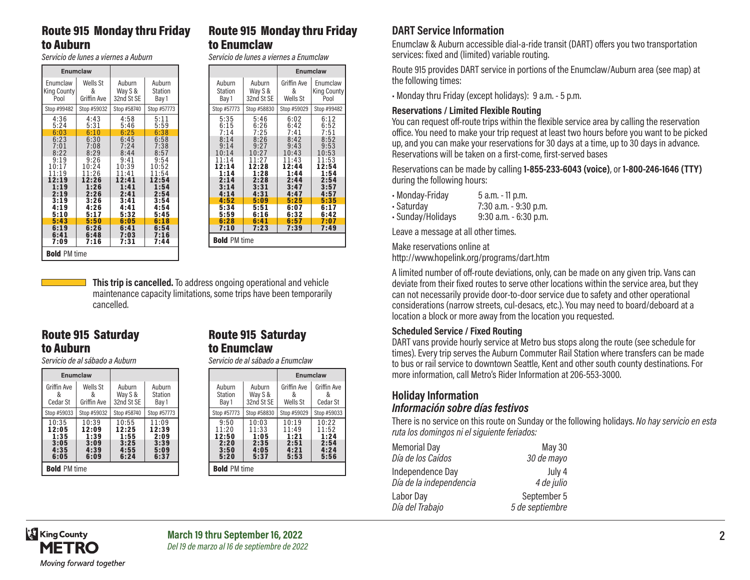## Route 915 Monday thru Friday to Auburn

*Servicio de lunes a viernes a Auburn*

| Enumclaw | | | |
|---|---|---|---|
| Enumclaw King County Pool | Wells St & Griffin Ave | Auburn Way S & 32nd St SE | Auburn Station Bay 1 |
| Stop #99482 | Stop #59032 | Stop #58740 | Stop #57773 |
| 4:36 | 4:43 | 4:58 | 5:11 |
| 5:24 | 5:31 | 5:46 | 5:59 |
| 6:03 | 6:10 | 6:25 | 6:38 |
| 6:23 | 6:30 | 6:45 | 6:58 |
| 7:01 | 7:08 | 7:24 | 7:38 |
| 8:22 | 8:29 | 8:44 | 8:57 |
| 9:19 | 9:26 | 9:41 | 9:54 |
| 10:17 | 10:24 | 10:39 | 10:52 |
| 11:19 | 11:26 | 11:41 | 11:54 |
| **12:19** | **12:26** | **12:41** | **12:54** |
| **1:19** | **1:26** | **1:41** | **1:54** |
| **2:19** | **2:26** | **2:41** | **2:54** |
| **3:19** | **3:26** | **3:41** | **3:54** |
| **4:19** | **4:26** | **4:41** | **4:54** |
| **5:10** | **5:17** | **5:32** | **5:45** |
| **5:43** | **5:50** | **6:05** | **6:18** |
| **6:19** | **6:26** | **6:41** | **6:54** |
| **6:41** | **6:48** | **7:03** | **7:16** |
| **7:09** | **7:16** | **7:31** | **7:44** |

**Bold** PM time

## Route 915 Monday thru Friday to Enumclaw

*Servicio de lunes a viernes a Enumclaw*

| | | Enumclaw | |
|---|---|---|---|
| Auburn Station Bay 1 | Auburn Way S & 32nd St SE | Griffin Ave & Wells St | Enumclaw King County Pool |
| Stop #57773 | Stop #58830 | Stop #59029 | Stop #99482 |
| 5:35 | 5:46 | 6:02 | 6:12 |
| 6:15 | 6:26 | 6:42 | 6:52 |
| 7:14 | 7:25 | 7:41 | 7:51 |
| 8:14 | 8:26 | 8:42 | 8:52 |
| 9:14 | 9:27 | 9:43 | 9:53 |
| 10:14 | 10:27 | 10:43 | 10:53 |
| 11:14 | 11:27 | 11:43 | 11:53 |
| **12:14** | **12:28** | **12:44** | **12:54** |
| **1:14** | **1:28** | **1:44** | **1:54** |
| **2:14** | **2:28** | **2:44** | **2:54** |
| **3:14** | **3:31** | **3:47** | **3:57** |
| **4:14** | **4:31** | **4:47** | **4:57** |
| **4:52** | **5:09** | **5:25** | **5:35** |
| **5:34** | **5:51** | **6:07** | **6:17** |
| **5:59** | **6:16** | **6:32** | **6:42** |
| **6:28** | **6:41** | **6:57** | **7:07** |
| **7:10** | **7:23** | **7:39** | **7:49** |

**Bold** PM time

**This trip is cancelled.** To address ongoing operational and vehicle maintenance capacity limitations, some trips have been temporarily cancelled.

## Route 915 Saturday to Auburn

*Servicio de al sábado a Auburn*

| Enumclaw | | | |
|---|---|---|---|
| Griffin Ave & Cedar St | Wells St & Griffin Ave | Auburn Way S & 32nd St SE | Auburn Station Bay 1 |
| Stop #59033 | Stop #59032 | Stop #58740 | Stop #57773 |
| 10:35 | 10:39 | 10:55 | 11:09 |
| **12:05** | **12:09** | **12:25** | **12:39** |
| **1:35** | **1:39** | **1:55** | **2:09** |
| **3:05** | **3:09** | **3:25** | **3:39** |
| **4:35** | **4:39** | **4:55** | **5:09** |
| **6:05** | **6:09** | **6:24** | **6:37** |

**Bold** PM time

## Route 915 Saturday to Enumclaw

*Servicio de al sábado a Enumclaw*

| | | Enumclaw | |
|---|---|---|---|
| Auburn Station Bay 1 | Auburn Way S & 32nd St SE | Griffin Ave & Wells St | Griffin Ave & Cedar St |
| Stop #57773 | Stop #58830 | Stop #59029 | Stop #59033 |
| 9:50 | 10:03 | 10:19 | 10:22 |
| 11:20 | 11:33 | 11:49 | 11:52 |
| **12:50** | **1:05** | **1:21** | **1:24** |
| **2:20** | **2:35** | **2:51** | **2:54** |
| **3:50** | **4:05** | **4:21** | **4:24** |
| **5:20** | **5:37** | **5:53** | **5:56** |

**Bold** PM time

## DART Service Information

Enumclaw & Auburn accessible dial-a-ride transit (DART) offers you two transportation services: fixed and (limited) variable routing.

Route 915 provides DART service in portions of the Enumclaw/Auburn area (see map) at the following times:

- Monday thru Friday (except holidays): 9 a.m. - 5 p.m.

### Reservations / Limited Flexible Routing

You can request off-route trips within the flexible service area by calling the reservation office. You need to make your trip request at least two hours before you want to be picked up, and you can make your reservations for 30 days at a time, up to 30 days in advance. Reservations will be taken on a first-come, first-served bases

Reservations can be made by calling **1-855-233-6043 (voice)**, or **1-800-246-1646 (TTY)** during the following hours:

- Monday-Friday 5 a.m. - 11 p.m.
- Saturday 7:30 a.m. - 9:30 p.m.
- Sunday/Holidays 9:30 a.m. - 6:30 p.m.

Leave a message at all other times.

Make reservations online at
http://www.hopelink.org/programs/dart.htm

A limited number of off-route deviations, only, can be made on any given trip. Vans can deviate from their fixed routes to serve other locations within the service area, but they can not necessarily provide door-to-door service due to safety and other operational considerations (narrow streets, cul-desacs, etc.). You may need to board/deboard at a location a block or more away from the location you requested.

### Scheduled Service / Fixed Routing

DART vans provide hourly service at Metro bus stops along the route (see schedule for times). Every trip serves the Auburn Commuter Rail Station where transfers can be made to bus or rail service to downtown Seattle, Kent and other south county destinations. For more information, call Metro's Rider Information at 206-553-3000.

## Holiday Information
## *Información sobre días festivos*

There is no service on this route on Sunday or the following holidays. *No hay servicio en esta ruta los domingos ni el siguiente feriados:*

| | |
|---|---|
| Memorial Day | May 30 |
| *Día de los Caídos* | *30 de mayo* |
| Independence Day | July 4 |
| *Día de la independencia* | *4 de julio* |
| Labor Day | September 5 |
| *Día del Trabajo* | *5 de septiembre* |

King County METRO
*Moving forward together*

**March 19 thru September 16, 2022**
*Del 19 de marzo al 16 de septiembre de 2022*